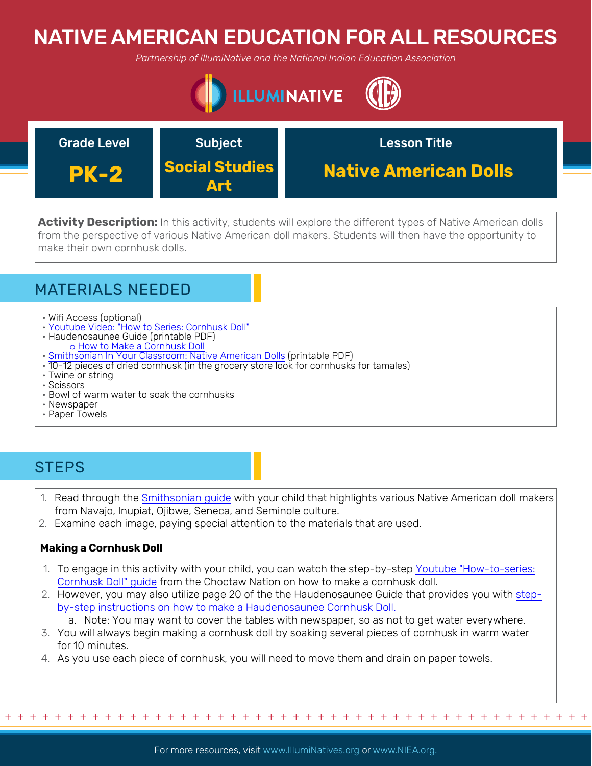# NATIVE AMERICAN EDUCATION FOR ALL RESOURCES

*Partnership of IllumiNative and the National Indian Education Association*

| Grade Level | Subject | Lesson Title |
| --- | --- | --- |
| PK-2 | Social Studies Art | Native American Dolls |

**Activity Description:** In this activity, students will explore the different types of Native American dolls from the perspective of various Native American doll makers. Students will then have the opportunity to make their own cornhusk dolls.

## MATERIALS NEEDED

- Wifi Access (optional)
- Youtube Video: "How to Series: Cornhusk Doll"
- Haudenosaunee Guide (printable PDF)
  - How to Make a Cornhusk Doll
- Smithsonian In Your Classroom: Native American Dolls (printable PDF)
- 10-12 pieces of dried cornhusk (in the grocery store look for cornhusks for tamales)
- Twine or string
- Scissors
- Bowl of warm water to soak the cornhusks
- Newspaper
- Paper Towels

## STEPS

1. Read through the Smithsonian guide with your child that highlights various Native American doll makers from Navajo, Inupiat, Ojibwe, Seneca, and Seminole culture.
2. Examine each image, paying special attention to the materials that are used.

**Making a Cornhusk Doll**

1. To engage in this activity with your child, you can watch the step-by-step Youtube "How-to-series: Cornhusk Doll" guide from the Choctaw Nation on how to make a cornhusk doll.
2. However, you may also utilize page 20 of the the Haudenosaunee Guide that provides you with step-by-step instructions on how to make a Haudenosaunee Cornhusk Doll.
   a. Note: You may want to cover the tables with newspaper, so as not to get water everywhere.
3. You will always begin making a cornhusk doll by soaking several pieces of cornhusk in warm water for 10 minutes.
4. As you use each piece of cornhusk, you will need to move them and drain on paper towels.

For more resources, visit www.IllumiNatives.org or www.NIEA.org.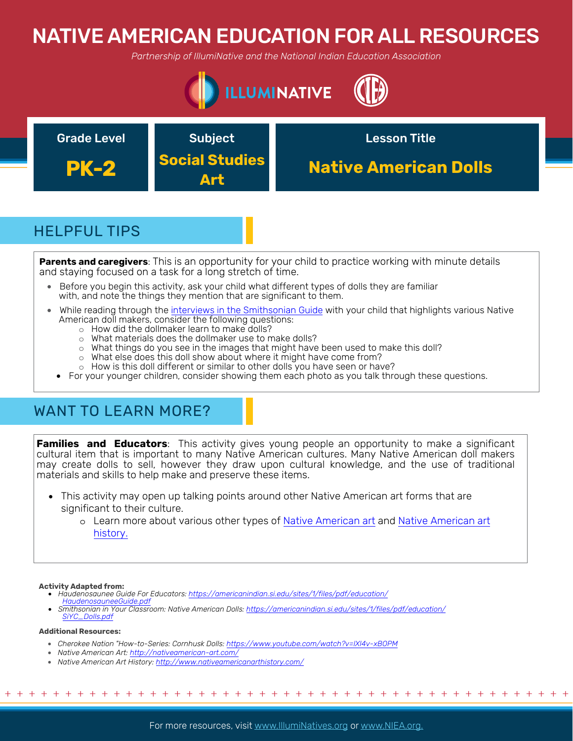# NATIVE AMERICAN EDUCATION FOR ALL RESOURCES

*Partnership of IllumiNative and the National Indian Education Association*

| Grade Level | Subject | Lesson Title |
|---|---|---|
| **PK-2** | **Social Studies Art** | **Native American Dolls** |

## HELPFUL TIPS

**Parents and caregivers**: This is an opportunity for your child to practice working with minute details and staying focused on a task for a long stretch of time.

- Before you begin this activity, ask your child what different types of dolls they are familiar with, and note the things they mention that are significant to them.
- While reading through the [interviews in the Smithsonian Guide]() with your child that highlights various Native American doll makers, consider the following questions:
  - How did the dollmaker learn to make dolls?
  - What materials does the dollmaker use to make dolls?
  - What things do you see in the images that might have been used to make this doll?
  - What else does this doll show about where it might have come from?
  - How is this doll different or similar to other dolls you have seen or have?
- For your younger children, consider showing them each photo as you talk through these questions.

## WANT TO LEARN MORE?

**Families and Educators**: This activity gives young people an opportunity to make a significant cultural item that is important to many Native American cultures. Many Native American doll makers may create dolls to sell, however they draw upon cultural knowledge, and the use of traditional materials and skills to help make and preserve these items.

- This activity may open up talking points around other Native American art forms that are significant to their culture.
  - Learn more about various other types of [Native American art]() and [Native American art history.]()

**Activity Adapted from:**

- *Haudenosaunee Guide For Educators: https://americanindian.si.edu/sites/1/files/pdf/education/HaudenosauneeGuide.pdf*
- *Smithsonian in Your Classroom: Native American Dolls: https://americanindian.si.edu/sites/1/files/pdf/education/SiYC_Dolls.pdf*

**Additional Resources:**

- *Cherokee Nation "How-to-Series: Cornhusk Dolls: https://www.youtube.com/watch?v=lXl4v-xBOPM*
- *Native American Art: http://nativeamerican-art.com/*
- *Native American Art History: http://www.nativeamericanarthistory.com/*

For more resources, visit www.IllumiNatives.org or www.NIEA.org.